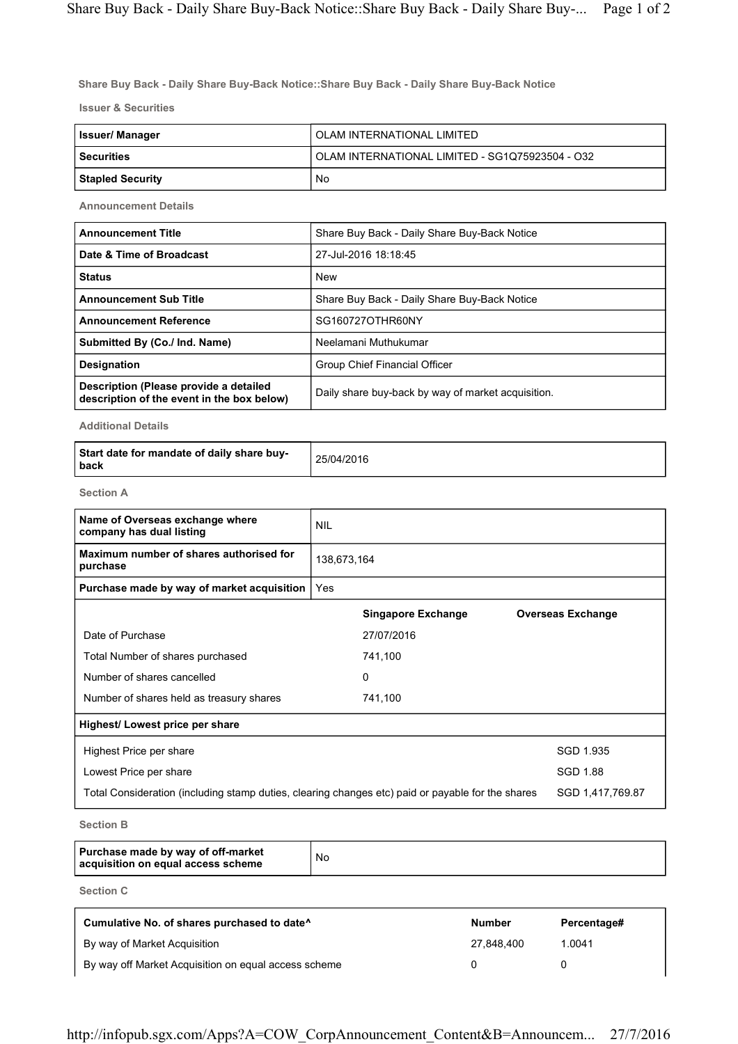**Share Buy Back - Daily Share Buy-Back Notice::Share Buy Back - Daily Share Buy-Back Notice**

**Issuer & Securities**

| | |
|---|---|
| **Issuer/ Manager** | OLAM INTERNATIONAL LIMITED |
| **Securities** | OLAM INTERNATIONAL LIMITED - SG1Q75923504 - O32 |
| **Stapled Security** | No |

**Announcement Details**

| | |
|---|---|
| **Announcement Title** | Share Buy Back - Daily Share Buy-Back Notice |
| **Date & Time of Broadcast** | 27-Jul-2016 18:18:45 |
| **Status** | New |
| **Announcement Sub Title** | Share Buy Back - Daily Share Buy-Back Notice |
| **Announcement Reference** | SG160727OTHR60NY |
| **Submitted By (Co./ Ind. Name)** | Neelamani Muthukumar |
| **Designation** | Group Chief Financial Officer |
| **Description (Please provide a detailed description of the event in the box below)** | Daily share buy-back by way of market acquisition. |

**Additional Details**

| | |
|---|---|
| **Start date for mandate of daily share buy-back** | 25/04/2016 |

**Section A**

| | |
|---|---|
| **Name of Overseas exchange where company has dual listing** | NIL |
| **Maximum number of shares authorised for purchase** | 138,673,164 |
| **Purchase made by way of market acquisition** | Yes |

| | **Singapore Exchange** | **Overseas Exchange** |
|---|---|---|
| Date of Purchase | 27/07/2016 | |
| Total Number of shares purchased | 741,100 | |
| Number of shares cancelled | 0 | |
| Number of shares held as treasury shares | 741,100 | |

**Highest/ Lowest price per share**

| | |
|---|---|
| Highest Price per share | SGD 1.935 |
| Lowest Price per share | SGD 1.88 |
| Total Consideration (including stamp duties, clearing changes etc) paid or payable for the shares | SGD 1,417,769.87 |

**Section B**

| | |
|---|---|
| **Purchase made by way of off-market acquisition on equal access scheme** | No |

**Section C**

| **Cumulative No. of shares purchased to date^** | **Number** | **Percentage#** |
|---|---|---|
| By way of Market Acquisition | 27,848,400 | 1.0041 |
| By way off Market Acquisition on equal access scheme | 0 | 0 |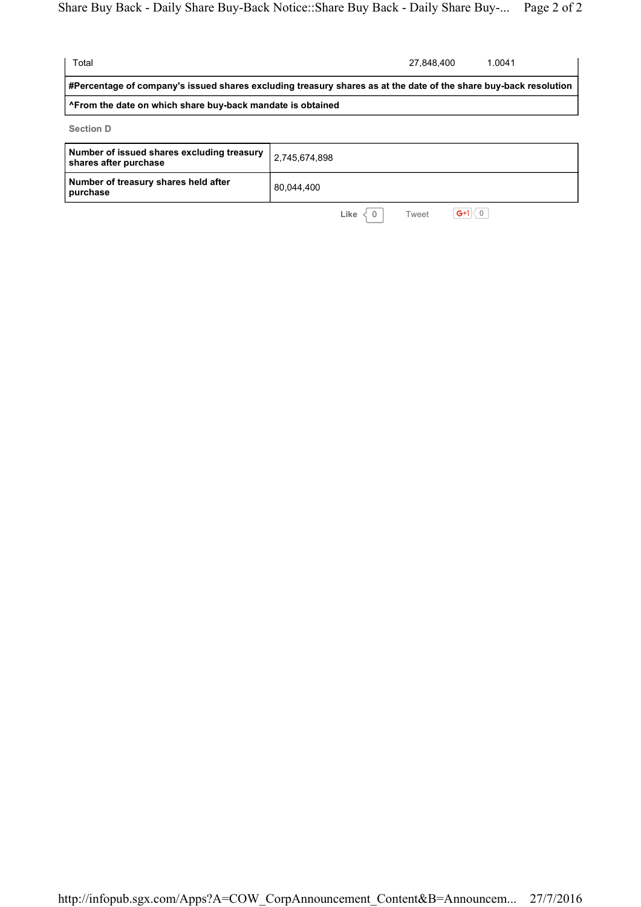| | | |
|---|---|---|
| Total | 27,848,400 | 1.0041 |

**#Percentage of company's issued shares excluding treasury shares as at the date of the share buy-back resolution**

**^From the date on which share buy-back mandate is obtained**

### Section D

| | |
|---|---|
| **Number of issued shares excluding treasury shares after purchase** | 2,745,674,898 |
| **Number of treasury shares held after purchase** | 80,044,400 |